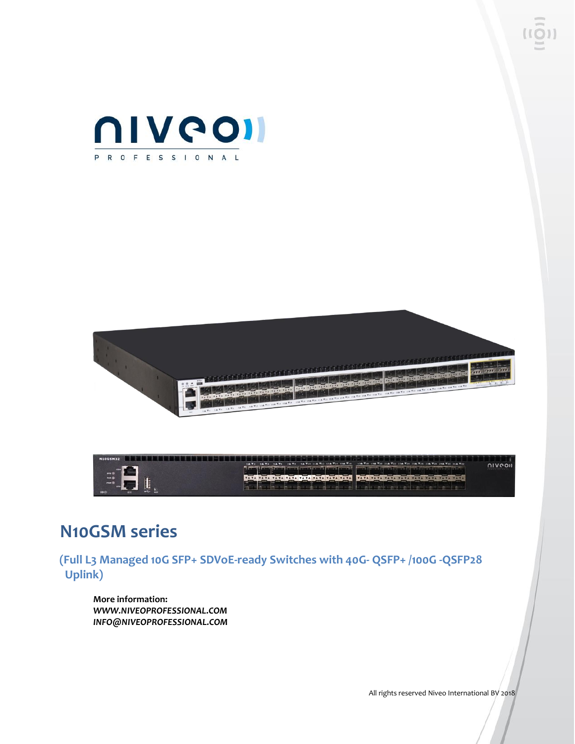# N10GSM series

## (Full L3 Managed 10G SFP+ SDVoE-ready Switches with 40G- QSFP+ /100G -QSFP28 Uplink)

**More information:**
***WWW.NIVEOPROFESSIONAL.COM***
***INFO@NIVEOPROFESSIONAL.COM***

All rights reserved Niveo International BV 2018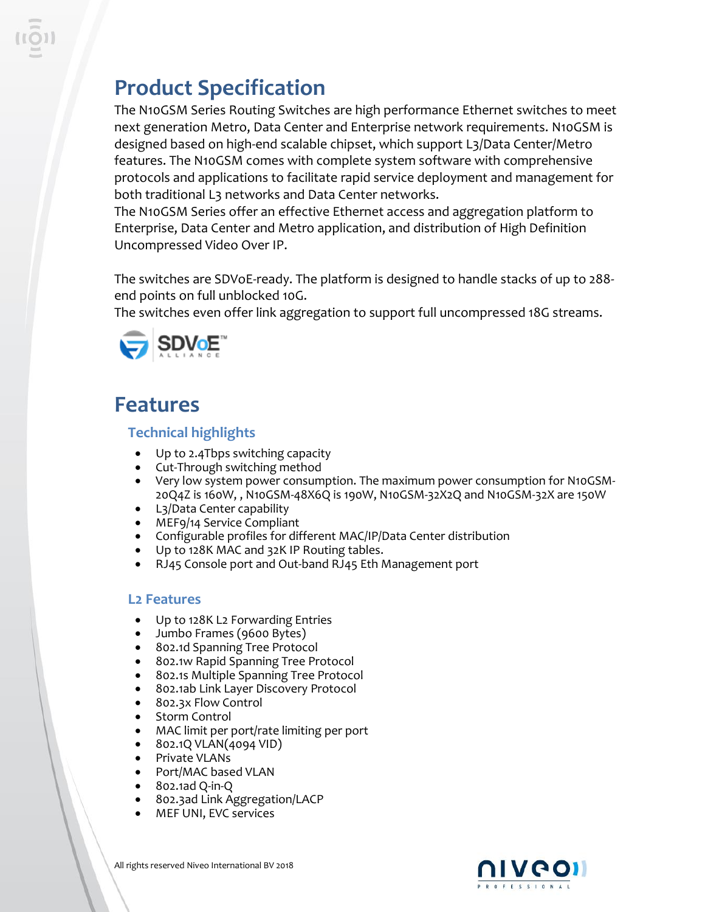# Product Specification

The N10GSM Series Routing Switches are high performance Ethernet switches to meet next generation Metro, Data Center and Enterprise network requirements. N10GSM is designed based on high-end scalable chipset, which support L3/Data Center/Metro features. The N10GSM comes with complete system software with comprehensive protocols and applications to facilitate rapid service deployment and management for both traditional L3 networks and Data Center networks.

The N10GSM Series offer an effective Ethernet access and aggregation platform to Enterprise, Data Center and Metro application, and distribution of High Definition Uncompressed Video Over IP.

The switches are SDVoE-ready. The platform is designed to handle stacks of up to 288-end points on full unblocked 10G.

The switches even offer link aggregation to support full uncompressed 18G streams.

# Features

## Technical highlights

- Up to 2.4Tbps switching capacity
- Cut-Through switching method
- Very low system power consumption. The maximum power consumption for N10GSM-20Q4Z is 160W, , N10GSM-48X6Q is 190W, N10GSM-32X2Q and N10GSM-32X are 150W
- L3/Data Center capability
- MEF9/14 Service Compliant
- Configurable profiles for different MAC/IP/Data Center distribution
- Up to 128K MAC and 32K IP Routing tables.
- RJ45 Console port and Out-band RJ45 Eth Management port

## L2 Features

- Up to 128K L2 Forwarding Entries
- Jumbo Frames (9600 Bytes)
- 802.1d Spanning Tree Protocol
- 802.1w Rapid Spanning Tree Protocol
- 802.1s Multiple Spanning Tree Protocol
- 802.1ab Link Layer Discovery Protocol
- 802.3x Flow Control
- Storm Control
- MAC limit per port/rate limiting per port
- 802.1Q VLAN(4094 VID)
- Private VLANs
- Port/MAC based VLAN
- 802.1ad Q-in-Q
- 802.3ad Link Aggregation/LACP
- MEF UNI, EVC services

All rights reserved Niveo International BV 2018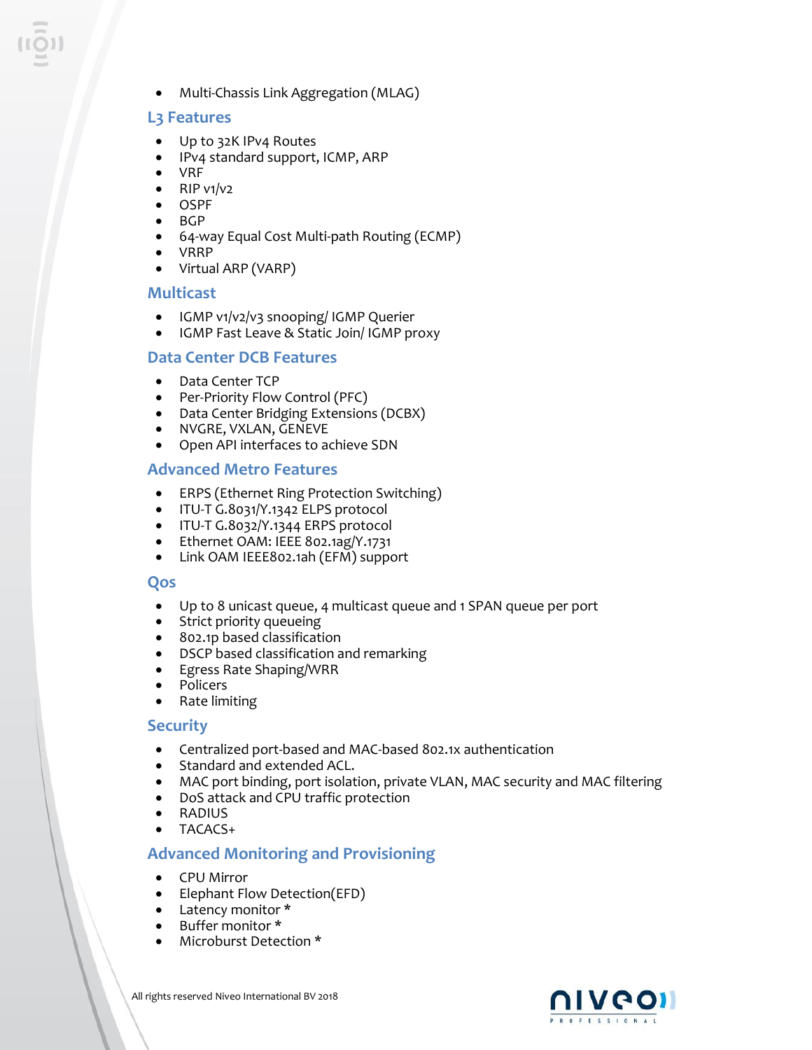- Multi-Chassis Link Aggregation (MLAG)

## L3 Features

- Up to 32K IPv4 Routes
- IPv4 standard support, ICMP, ARP
- VRF
- RIP v1/v2
- OSPF
- BGP
- 64-way Equal Cost Multi-path Routing (ECMP)
- VRRP
- Virtual ARP (VARP)

## Multicast

- IGMP v1/v2/v3 snooping/ IGMP Querier
- IGMP Fast Leave & Static Join/ IGMP proxy

## Data Center DCB Features

- Data Center TCP
- Per-Priority Flow Control (PFC)
- Data Center Bridging Extensions (DCBX)
- NVGRE, VXLAN, GENEVE
- Open API interfaces to achieve SDN

## Advanced Metro Features

- ERPS (Ethernet Ring Protection Switching)
- ITU-T G.8031/Y.1342 ELPS protocol
- ITU-T G.8032/Y.1344 ERPS protocol
- Ethernet OAM: IEEE 802.1ag/Y.1731
- Link OAM IEEE802.1ah (EFM) support

## Qos

- Up to 8 unicast queue, 4 multicast queue and 1 SPAN queue per port
- Strict priority queueing
- 802.1p based classification
- DSCP based classification and remarking
- Egress Rate Shaping/WRR
- Policers
- Rate limiting

## Security

- Centralized port-based and MAC-based 802.1x authentication
- Standard and extended ACL.
- MAC port binding, port isolation, private VLAN, MAC security and MAC filtering
- DoS attack and CPU traffic protection
- RADIUS
- TACACS+

## Advanced Monitoring and Provisioning

- CPU Mirror
- Elephant Flow Detection(EFD)
- Latency monitor *
- Buffer monitor *
- Microburst Detection *

All rights reserved Niveo International BV 2018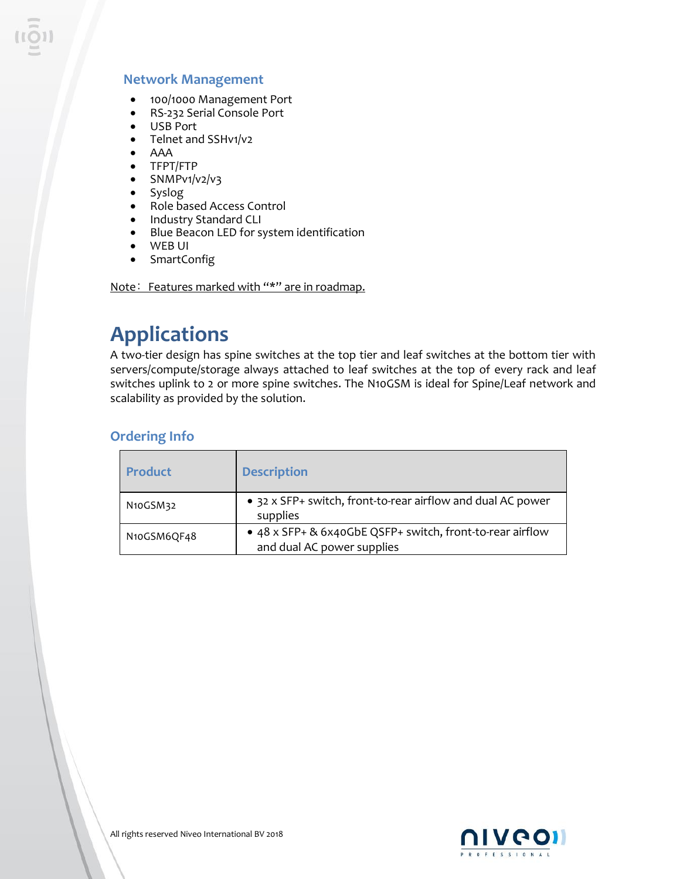### Network Management

- 100/1000 Management Port
- RS-232 Serial Console Port
- USB Port
- Telnet and SSHv1/v2
- AAA
- TFPT/FTP
- SNMPv1/v2/v3
- Syslog
- Role based Access Control
- Industry Standard CLI
- Blue Beacon LED for system identification
- WEB UI
- SmartConfig

Note： Features marked with "*" are in roadmap.

# Applications

A two-tier design has spine switches at the top tier and leaf switches at the bottom tier with servers/compute/storage always attached to leaf switches at the top of every rack and leaf switches uplink to 2 or more spine switches. The N10GSM is ideal for Spine/Leaf network and scalability as provided by the solution.

### Ordering Info

| Product | Description |
| --- | --- |
| N10GSM32 | • 32 x SFP+ switch, front-to-rear airflow and dual AC power supplies |
| N10GSM6QF48 | • 48 x SFP+ & 6x40GbE QSFP+ switch, front-to-rear airflow and dual AC power supplies |